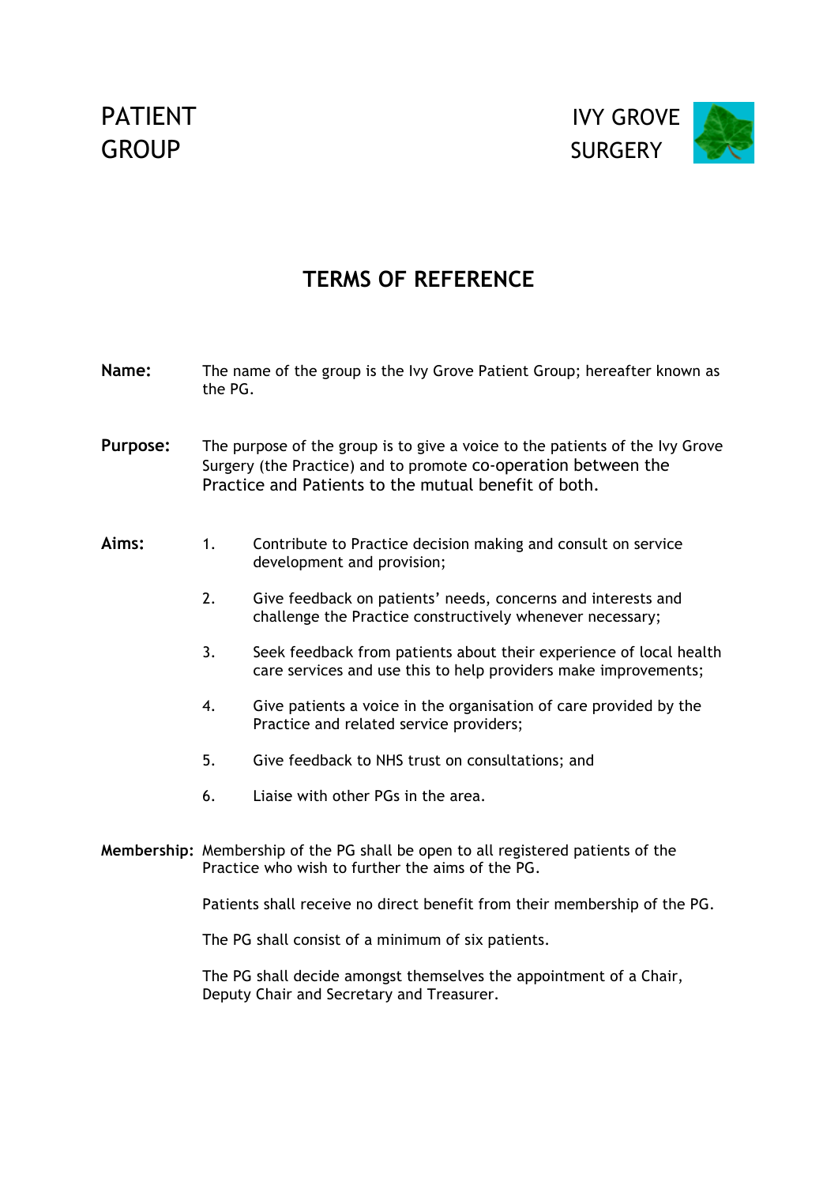PATIENT
GROUP

IVY GROVE
SURGERY

# TERMS OF REFERENCE

**Name:** The name of the group is the Ivy Grove Patient Group; hereafter known as the PG.

**Purpose:** The purpose of the group is to give a voice to the patients of the Ivy Grove Surgery (the Practice) and to promote co-operation between the Practice and Patients to the mutual benefit of both.

**Aims:**

1. Contribute to Practice decision making and consult on service development and provision;
2. Give feedback on patients' needs, concerns and interests and challenge the Practice constructively whenever necessary;
3. Seek feedback from patients about their experience of local health care services and use this to help providers make improvements;
4. Give patients a voice in the organisation of care provided by the Practice and related service providers;
5. Give feedback to NHS trust on consultations; and
6. Liaise with other PGs in the area.

**Membership:** Membership of the PG shall be open to all registered patients of the Practice who wish to further the aims of the PG.

Patients shall receive no direct benefit from their membership of the PG.

The PG shall consist of a minimum of six patients.

The PG shall decide amongst themselves the appointment of a Chair, Deputy Chair and Secretary and Treasurer.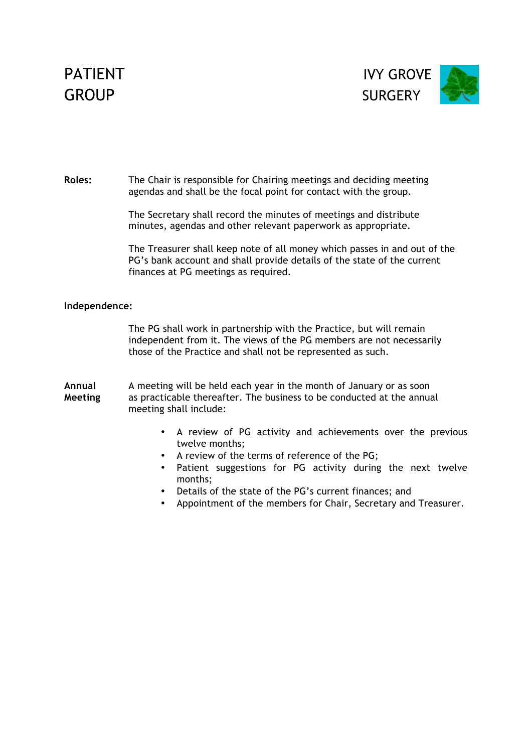**Roles:**

The Chair is responsible for Chairing meetings and deciding meeting agendas and shall be the focal point for contact with the group.

The Secretary shall record the minutes of meetings and distribute minutes, agendas and other relevant paperwork as appropriate.

The Treasurer shall keep note of all money which passes in and out of the PG's bank account and shall provide details of the state of the current finances at PG meetings as required.

**Independence:**

The PG shall work in partnership with the Practice, but will remain independent from it. The views of the PG members are not necessarily those of the Practice and shall not be represented as such.

**Annual Meeting**

A meeting will be held each year in the month of January or as soon as practicable thereafter. The business to be conducted at the annual meeting shall include:

- A review of PG activity and achievements over the previous twelve months;
- A review of the terms of reference of the PG;
- Patient suggestions for PG activity during the next twelve months;
- Details of the state of the PG's current finances; and
- Appointment of the members for Chair, Secretary and Treasurer.